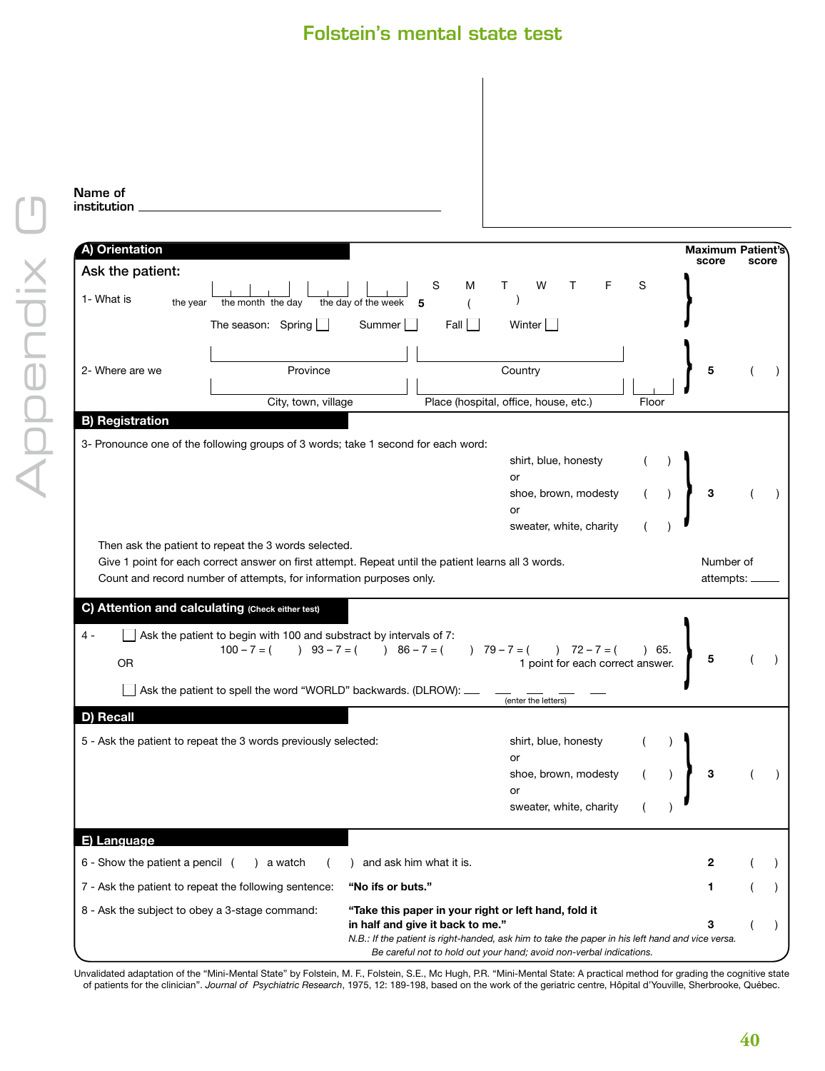# Folstein's mental state test

Name of institution ______________________

| | | Maximum score | Patient's score |
|---|---|---|---|
| **A) Orientation** | | | |
| **Ask the patient:** | | | |
| 1- What is | the year ____ the month ____ the day ____ the day of the week ____ (S M T W T F S) The season: Spring ☐ Summer ☐ Fall ☐ Winter ☐ | 5 | ( ) |
| 2- Where are we | Province ____ Country ____ City, town, village ____ Place (hospital, office, house, etc.) ____ Floor ____ | 5 | ( ) |
| **B) Registration** | | | |
| 3- Pronounce one of the following groups of 3 words; take 1 second for each word: | shirt, blue, honesty ( ) or shoe, brown, modesty ( ) or sweater, white, charity ( ) | 3 | ( ) |
| Then ask the patient to repeat the 3 words selected. Give 1 point for each correct answer on first attempt. Repeat until the patient learns all 3 words. Count and record number of attempts, for information purposes only. | | Number of attempts: ____ | |
| **C) Attention and calculating** (Check either test) | | | |
| 4 - ☐ Ask the patient to begin with 100 and substract by intervals of 7: 100 – 7 = ( ) 93 – 7 = ( ) 86 – 7 = ( ) 79 – 7 = ( ) 72 – 7 = ( ) 65. 1 point for each correct answer. OR ☐ Ask the patient to spell the word "WORLD" backwards. (DLROW): __ __ __ __ __ (enter the letters) | | 5 | ( ) |
| **D) Recall** | | | |
| 5 - Ask the patient to repeat the 3 words previously selected: | shirt, blue, honesty ( ) or shoe, brown, modesty ( ) or sweater, white, charity ( ) | 3 | ( ) |
| **E) Language** | | | |
| 6 - Show the patient a pencil ( ) a watch ( ) and ask him what it is. | | 2 | ( ) |
| 7 - Ask the patient to repeat the following sentence: | **"No ifs or buts."** | 1 | ( ) |
| 8 - Ask the subject to obey a 3-stage command: | **"Take this paper in your right or left hand, fold it in half and give it back to me."** *N.B.: If the patient is right-handed, ask him to take the paper in his left hand and vice versa. Be careful not to hold out your hand; avoid non-verbal indications.* | 3 | ( ) |

Unvalidated adaptation of the "Mini-Mental State" by Folstein, M. F., Folstein, S.E., Mc Hugh, P.R. "Mini-Mental State: A practical method for grading the cognitive state of patients for the clinician". *Journal of Psychiatric Research*, 1975, 12: 189-198, based on the work of the geriatric centre, Hôpital d'Youville, Sherbrooke, Québec.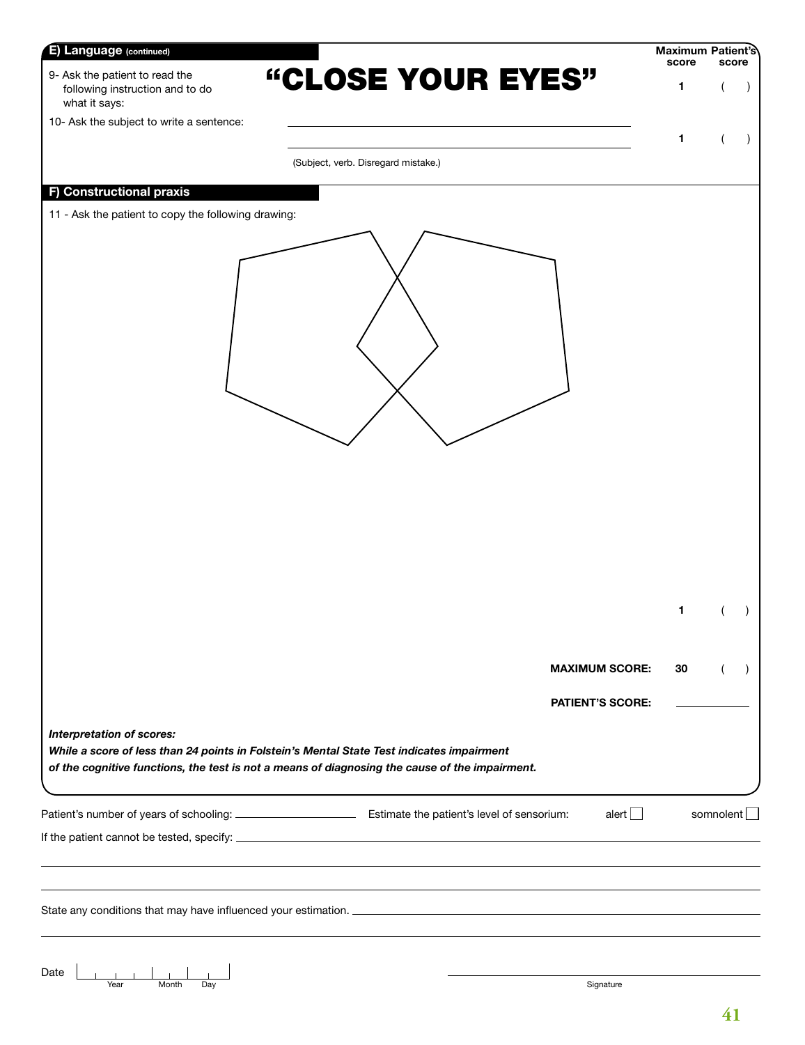## E) Language (continued)

| | | Maximum score | Patient's score |
|---|---|---|---|
| 9- Ask the patient to read the following instruction and to do what it says: | **"CLOSE YOUR EYES"** | 1 | (   ) |
| 10- Ask the subject to write a sentence: | ______________________ (Subject, verb. Disregard mistake.) | 1 | (   ) |

## F) Constructional praxis

11 - Ask the patient to copy the following drawing:

| | Maximum score | Patient's score |
|---|---|---|
| | 1 | (   ) |
| **MAXIMUM SCORE:** | 30 | (   ) |
| **PATIENT'S SCORE:** | | ________ |

***Interpretation of scores:***

***While a score of less than 24 points in Folstein's Mental State Test indicates impairment of the cognitive functions, the test is not a means of diagnosing the cause of the impairment.***

Patient's number of years of schooling: ____________ Estimate the patient's level of sensorium: alert ☐ somnolent ☐

If the patient cannot be tested, specify: ______________________________

State any conditions that may have influenced your estimation. ______________________________

Date: Year / Month / Day

Signature: ______________________________